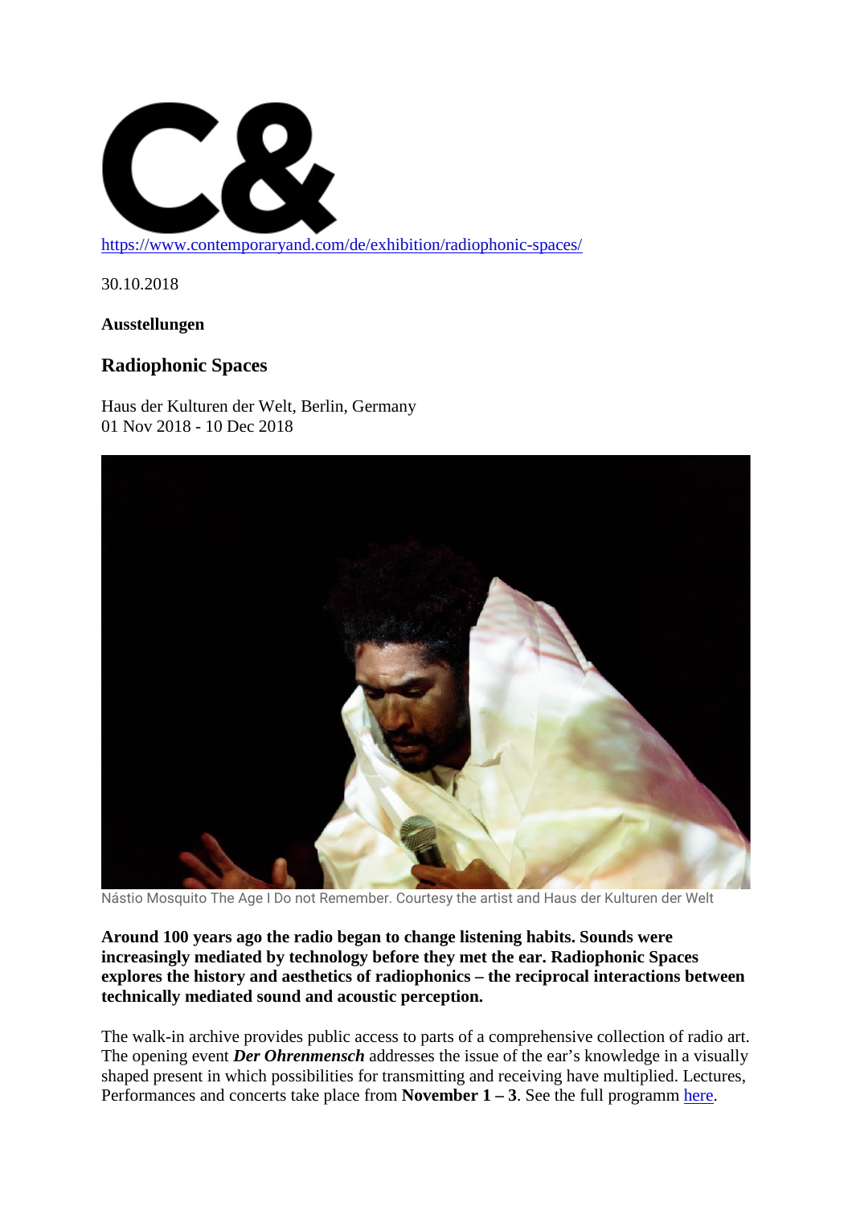https://www.contemporaryand.com/de/exhibition/radiophonic-spaces/

30.10.2018

**Ausstellungen**

## Radiophonic Spaces

Haus der Kulturen der Welt, Berlin, Germany
01 Nov 2018 - 10 Dec 2018

Nástio Mosquito The Age I Do not Remember. Courtesy the artist and Haus der Kulturen der Welt

**Around 100 years ago the radio began to change listening habits. Sounds were increasingly mediated by technology before they met the ear. Radiophonic Spaces explores the history and aesthetics of radiophonics – the reciprocal interactions between technically mediated sound and acoustic perception.**

The walk-in archive provides public access to parts of a comprehensive collection of radio art. The opening event ***Der Ohrenmensch*** addresses the issue of the ear's knowledge in a visually shaped present in which possibilities for transmitting and receiving have multiplied. Lectures, Performances and concerts take place from **November 1 – 3**. See the full programm here.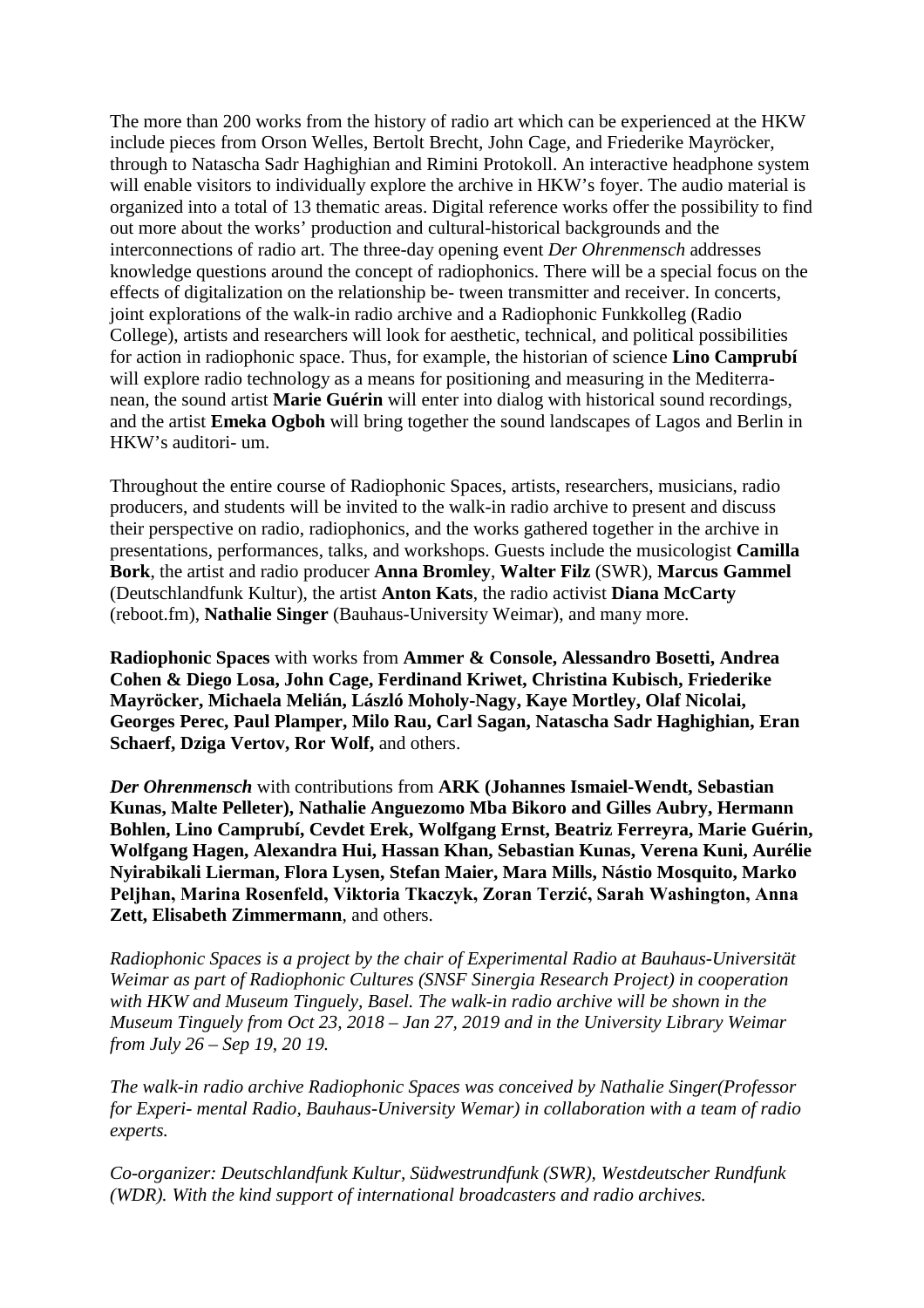The more than 200 works from the history of radio art which can be experienced at the HKW include pieces from Orson Welles, Bertolt Brecht, John Cage, and Friederike Mayröcker, through to Natascha Sadr Haghighian and Rimini Protokoll. An interactive headphone system will enable visitors to individually explore the archive in HKW's foyer. The audio material is organized into a total of 13 thematic areas. Digital reference works offer the possibility to find out more about the works' production and cultural-historical backgrounds and the interconnections of radio art. The three-day opening event *Der Ohrenmensch* addresses knowledge questions around the concept of radiophonics. There will be a special focus on the effects of digitalization on the relationship be- tween transmitter and receiver. In concerts, joint explorations of the walk-in radio archive and a Radiophonic Funkkolleg (Radio College), artists and researchers will look for aesthetic, technical, and political possibilities for action in radiophonic space. Thus, for example, the historian of science **Lino Camprubí** will explore radio technology as a means for positioning and measuring in the Mediterra- nean, the sound artist **Marie Guérin** will enter into dialog with historical sound recordings, and the artist **Emeka Ogboh** will bring together the sound landscapes of Lagos and Berlin in HKW's auditori- um.

Throughout the entire course of Radiophonic Spaces, artists, researchers, musicians, radio producers, and students will be invited to the walk-in radio archive to present and discuss their perspective on radio, radiophonics, and the works gathered together in the archive in presentations, performances, talks, and workshops. Guests include the musicologist **Camilla Bork**, the artist and radio producer **Anna Bromley**, **Walter Filz** (SWR), **Marcus Gammel** (Deutschlandfunk Kultur), the artist **Anton Kats**, the radio activist **Diana McCarty** (reboot.fm), **Nathalie Singer** (Bauhaus-University Weimar), and many more.

**Radiophonic Spaces** with works from **Ammer & Console, Alessandro Bosetti, Andrea Cohen & Diego Losa, John Cage, Ferdinand Kriwet, Christina Kubisch, Friederike Mayröcker, Michaela Melián, László Moholy-Nagy, Kaye Mortley, Olaf Nicolai, Georges Perec, Paul Plamper, Milo Rau, Carl Sagan, Natascha Sadr Haghighian, Eran Schaerf, Dziga Vertov, Ror Wolf,** and others.

***Der Ohrenmensch*** with contributions from **ARK (Johannes Ismaiel-Wendt, Sebastian Kunas, Malte Pelleter), Nathalie Anguezomo Mba Bikoro and Gilles Aubry, Hermann Bohlen, Lino Camprubí, Cevdet Erek, Wolfgang Ernst, Beatriz Ferreyra, Marie Guérin, Wolfgang Hagen, Alexandra Hui, Hassan Khan, Sebastian Kunas, Verena Kuni, Aurélie Nyirabikali Lierman, Flora Lysen, Stefan Maier, Mara Mills, Nástio Mosquito, Marko Peljhan, Marina Rosenfeld, Viktoria Tkaczyk, Zoran Terzić, Sarah Washington, Anna Zett, Elisabeth Zimmermann**, and others.

*Radiophonic Spaces is a project by the chair of Experimental Radio at Bauhaus-Universität Weimar as part of Radiophonic Cultures (SNSF Sinergia Research Project) in cooperation with HKW and Museum Tinguely, Basel. The walk-in radio archive will be shown in the Museum Tinguely from Oct 23, 2018 – Jan 27, 2019 and in the University Library Weimar from July 26 – Sep 19, 20 19.*

*The walk-in radio archive Radiophonic Spaces was conceived by Nathalie Singer(Professor for Experi- mental Radio, Bauhaus-University Wemar) in collaboration with a team of radio experts.*

*Co-organizer: Deutschlandfunk Kultur, Südwestrundfunk (SWR), Westdeutscher Rundfunk (WDR). With the kind support of international broadcasters and radio archives.*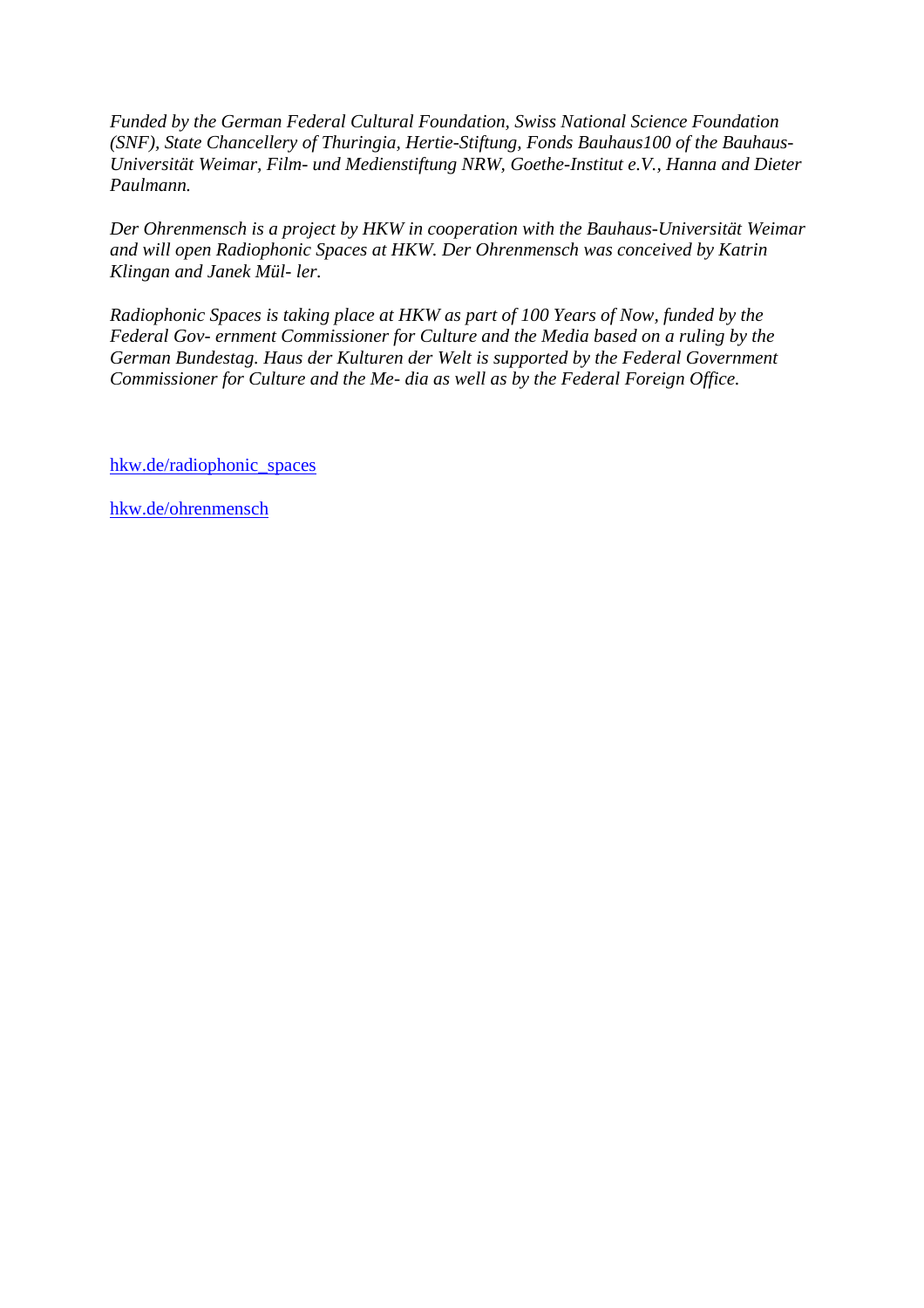*Funded by the German Federal Cultural Foundation, Swiss National Science Foundation (SNF), State Chancellery of Thuringia, Hertie-Stiftung, Fonds Bauhaus100 of the Bauhaus-Universität Weimar, Film- und Medienstiftung NRW, Goethe-Institut e.V., Hanna and Dieter Paulmann.*

*Der Ohrenmensch is a project by HKW in cooperation with the Bauhaus-Universität Weimar and will open Radiophonic Spaces at HKW. Der Ohrenmensch was conceived by Katrin Klingan and Janek Mül- ler.*

*Radiophonic Spaces is taking place at HKW as part of 100 Years of Now, funded by the Federal Gov- ernment Commissioner for Culture and the Media based on a ruling by the German Bundestag. Haus der Kulturen der Welt is supported by the Federal Government Commissioner for Culture and the Me- dia as well as by the Federal Foreign Office.*

[hkw.de/radiophonic_spaces](hkw.de/radiophonic_spaces)

[hkw.de/ohrenmensch](hkw.de/ohrenmensch)